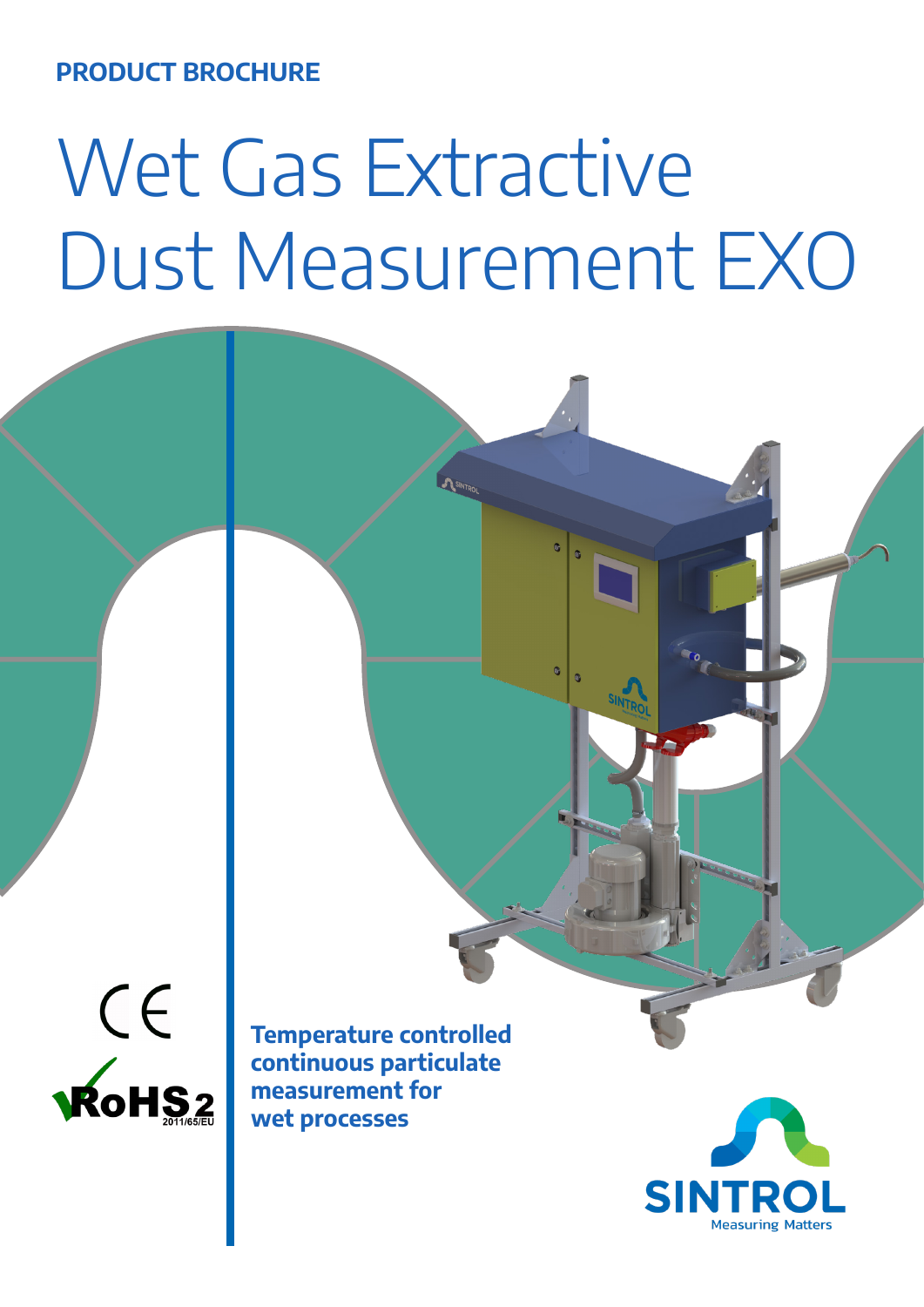PRODUCT BROCHURE

# Wet Gas Extractive Dust Measurement EXO

**Temperature controlled continuous particulate measurement for wet processes**

SINTROL

Measuring Matters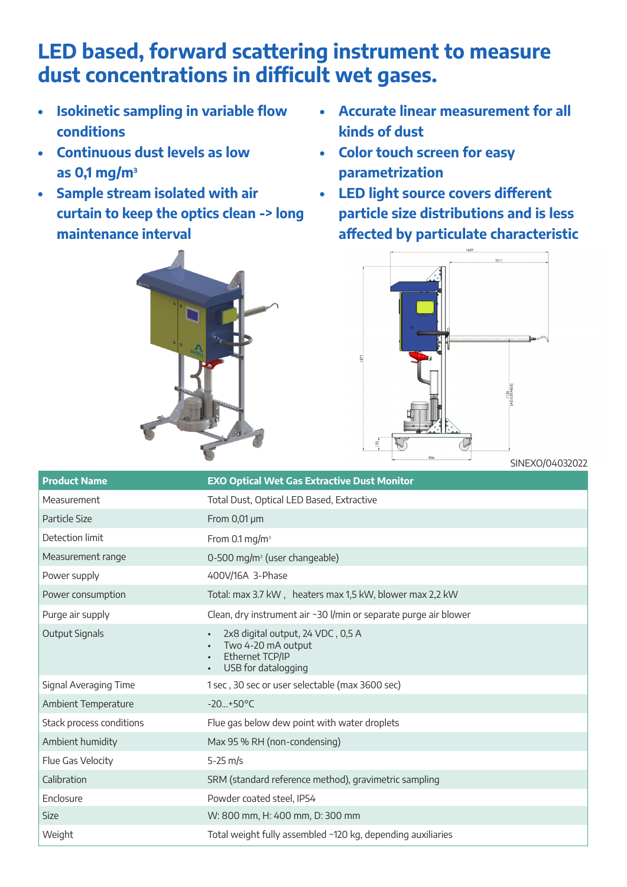# LED based, forward scattering instrument to measure dust concentrations in difficult wet gases.

- **Isokinetic sampling in variable flow conditions**
- **Continuous dust levels as low as 0,1 mg/m³**
- **Sample stream isolated with air curtain to keep the optics clean -> long maintenance interval**
- **Accurate linear measurement for all kinds of dust**
- **Color touch screen for easy parametrization**
- **LED light source covers different particle size distributions and is less affected by particulate characteristic**

SINEXO/04032022

| Product Name | EXO Optical Wet Gas Extractive Dust Monitor |
|---|---|
| Measurement | Total Dust, Optical LED Based, Extractive |
| Particle Size | From 0,01 µm |
| Detection limit | From 0.1 mg/m³ |
| Measurement range | 0-500 mg/m³ (user changeable) |
| Power supply | 400V/16A 3-Phase |
| Power consumption | Total: max 3.7 kW, heaters max 1,5 kW, blower max 2,2 kW |
| Purge air supply | Clean, dry instrument air ~30 l/min or separate purge air blower |
| Output Signals | • 2x8 digital output, 24 VDC, 0,5 A<br>• Two 4-20 mA output<br>• Ethernet TCP/IP<br>• USB for datalogging |
| Signal Averaging Time | 1 sec, 30 sec or user selectable (max 3600 sec) |
| Ambient Temperature | -20...+50°C |
| Stack process conditions | Flue gas below dew point with water droplets |
| Ambient humidity | Max 95 % RH (non-condensing) |
| Flue Gas Velocity | 5-25 m/s |
| Calibration | SRM (standard reference method), gravimetric sampling |
| Enclosure | Powder coated steel, IP54 |
| Size | W: 800 mm, H: 400 mm, D: 300 mm |
| Weight | Total weight fully assembled ~120 kg, depending auxiliaries |